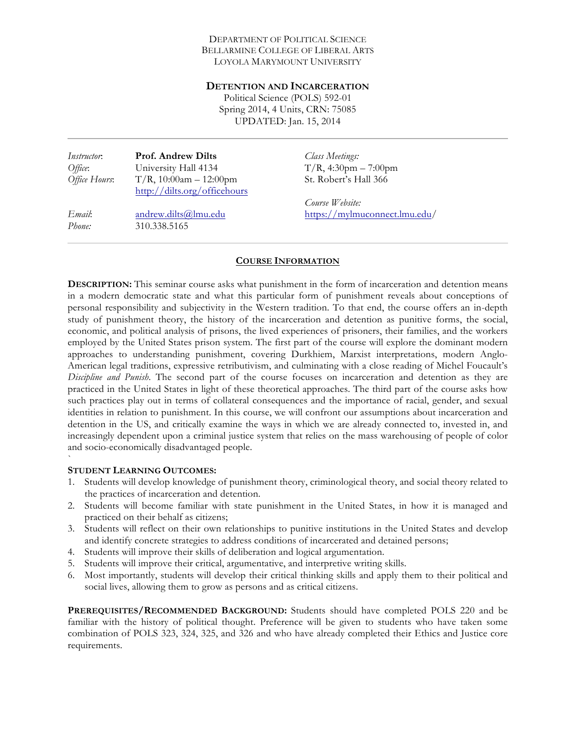Department of Political Science
Bellarmine College of Liberal Arts
Loyola Marymount University

# Detention and Incarceration

Political Science (POLS) 592-01
Spring 2014, 4 Units, CRN: 75085
UPDATED: Jan. 15, 2014

---

*Instructor*: **Prof. Andrew Dilts**
*Office*: University Hall 4134
*Office Hours*: T/R, 10:00am – 12:00pm
http://dilts.org/officehours

*Email*: andrew.dilts@lmu.edu
*Phone*: 310.338.5165

*Class Meetings:*
T/R, 4:30pm – 7:00pm
St. Robert's Hall 366

*Course Website:*
https://mylmuconnect.lmu.edu/

---

## Course Information

**DESCRIPTION:** This seminar course asks what punishment in the form of incarceration and detention means in a modern democratic state and what this particular form of punishment reveals about conceptions of personal responsibility and subjectivity in the Western tradition. To that end, the course offers an in-depth study of punishment theory, the history of the incarceration and detention as punitive forms, the social, economic, and political analysis of prisons, the lived experiences of prisoners, their families, and the workers employed by the United States prison system. The first part of the course will explore the dominant modern approaches to understanding punishment, covering Durkhiem, Marxist interpretations, modern Anglo-American legal traditions, expressive retributivism, and culminating with a close reading of Michel Foucault's *Discipline and Punish*. The second part of the course focuses on incarceration and detention as they are practiced in the United States in light of these theoretical approaches. The third part of the course asks how such practices play out in terms of collateral consequences and the importance of racial, gender, and sexual identities in relation to punishment. In this course, we will confront our assumptions about incarceration and detention in the US, and critically examine the ways in which we are already connected to, invested in, and increasingly dependent upon a criminal justice system that relies on the mass warehousing of people of color and socio-economically disadvantaged people.
`

**STUDENT LEARNING OUTCOMES:**

1. Students will develop knowledge of punishment theory, criminological theory, and social theory related to the practices of incarceration and detention.
2. Students will become familiar with state punishment in the United States, in how it is managed and practiced on their behalf as citizens;
3. Students will reflect on their own relationships to punitive institutions in the United States and develop and identify concrete strategies to address conditions of incarcerated and detained persons;
4. Students will improve their skills of deliberation and logical argumentation.
5. Students will improve their critical, argumentative, and interpretive writing skills.
6. Most importantly, students will develop their critical thinking skills and apply them to their political and social lives, allowing them to grow as persons and as critical citizens.

**PREREQUISITES/RECOMMENDED BACKGROUND:** Students should have completed POLS 220 and be familiar with the history of political thought. Preference will be given to students who have taken some combination of POLS 323, 324, 325, and 326 and who have already completed their Ethics and Justice core requirements.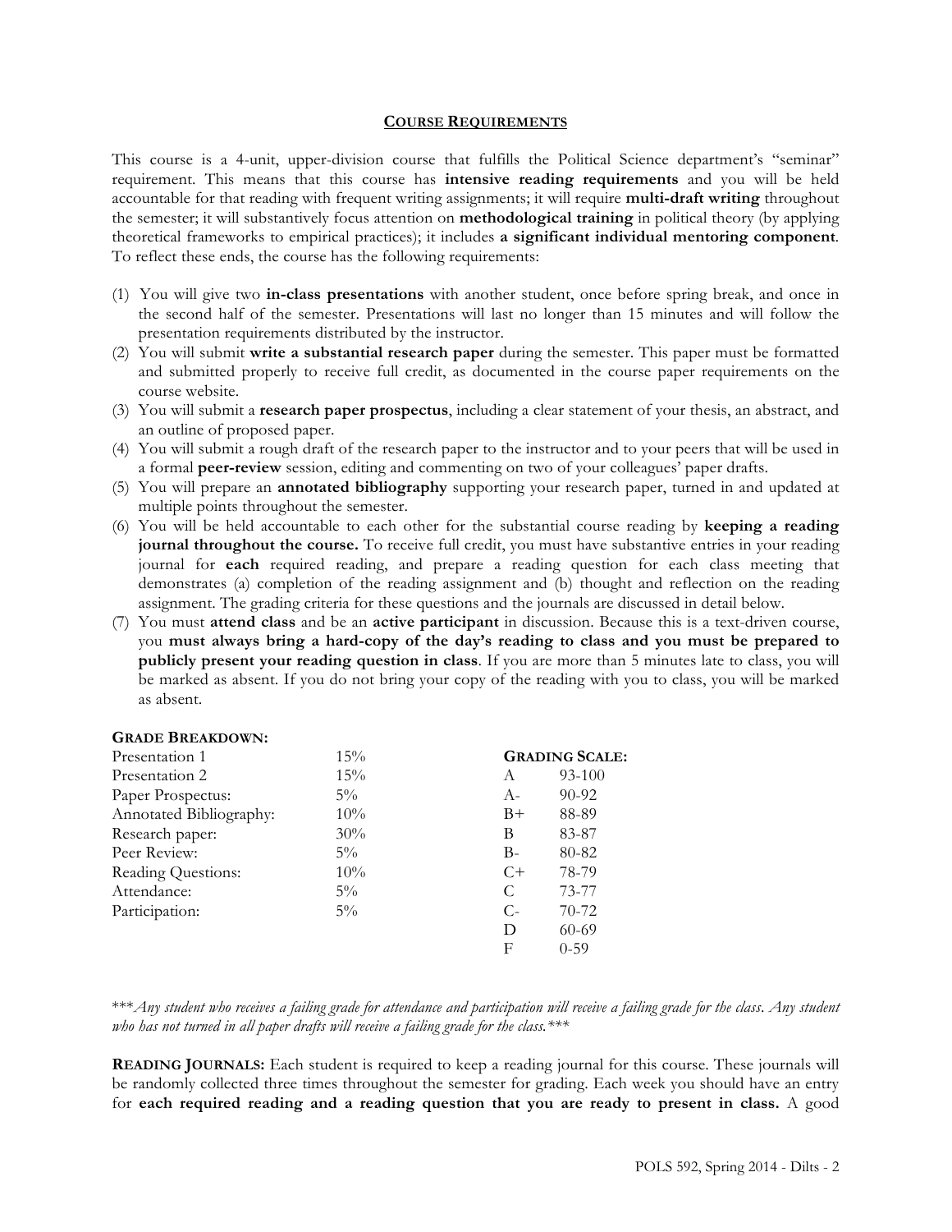## COURSE REQUIREMENTS

This course is a 4-unit, upper-division course that fulfills the Political Science department's "seminar" requirement. This means that this course has **intensive reading requirements** and you will be held accountable for that reading with frequent writing assignments; it will require **multi-draft writing** throughout the semester; it will substantively focus attention on **methodological training** in political theory (by applying theoretical frameworks to empirical practices); it includes **a significant individual mentoring component**. To reflect these ends, the course has the following requirements:

(1) You will give two **in-class presentations** with another student, once before spring break, and once in the second half of the semester. Presentations will last no longer than 15 minutes and will follow the presentation requirements distributed by the instructor.
(2) You will submit **write a substantial research paper** during the semester. This paper must be formatted and submitted properly to receive full credit, as documented in the course paper requirements on the course website.
(3) You will submit a **research paper prospectus**, including a clear statement of your thesis, an abstract, and an outline of proposed paper.
(4) You will submit a rough draft of the research paper to the instructor and to your peers that will be used in a formal **peer-review** session, editing and commenting on two of your colleagues' paper drafts.
(5) You will prepare an **annotated bibliography** supporting your research paper, turned in and updated at multiple points throughout the semester.
(6) You will be held accountable to each other for the substantial course reading by **keeping a reading journal throughout the course.** To receive full credit, you must have substantive entries in your reading journal for **each** required reading, and prepare a reading question for each class meeting that demonstrates (a) completion of the reading assignment and (b) thought and reflection on the reading assignment. The grading criteria for these questions and the journals are discussed in detail below.
(7) You must **attend class** and be an **active participant** in discussion. Because this is a text-driven course, you **must always bring a hard-copy of the day's reading to class and you must be prepared to publicly present your reading question in class**. If you are more than 5 minutes late to class, you will be marked as absent. If you do not bring your copy of the reading with you to class, you will be marked as absent.

**GRADE BREAKDOWN:**

| Component | Weight |
|---|---|
| Presentation 1 | 15% |
| Presentation 2 | 15% |
| Paper Prospectus: | 5% |
| Annotated Bibliography: | 10% |
| Research paper: | 30% |
| Peer Review: | 5% |
| Reading Questions: | 10% |
| Attendance: | 5% |
| Participation: | 5% |

**GRADING SCALE:**

| Grade | Range |
|---|---|
| A | 93-100 |
| A- | 90-92 |
| B+ | 88-89 |
| B | 83-87 |
| B- | 80-82 |
| C+ | 78-79 |
| C | 73-77 |
| C- | 70-72 |
| D | 60-69 |
| F | 0-59 |

****Any student who receives a failing grade for attendance and participation will receive a failing grade for the class. Any student who has not turned in all paper drafts will receive a failing grade for the class.****

**READING JOURNALS:** Each student is required to keep a reading journal for this course. These journals will be randomly collected three times throughout the semester for grading. Each week you should have an entry for **each required reading and a reading question that you are ready to present in class.** A good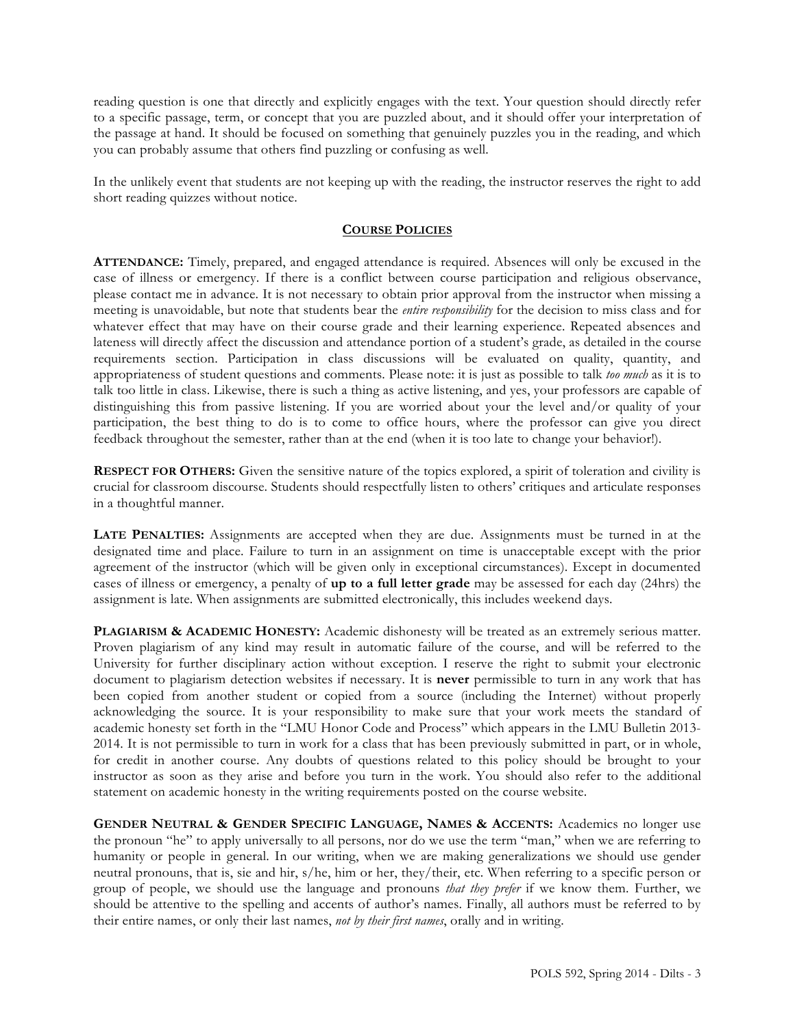reading question is one that directly and explicitly engages with the text. Your question should directly refer to a specific passage, term, or concept that you are puzzled about, and it should offer your interpretation of the passage at hand. It should be focused on something that genuinely puzzles you in the reading, and which you can probably assume that others find puzzling or confusing as well.

In the unlikely event that students are not keeping up with the reading, the instructor reserves the right to add short reading quizzes without notice.

## COURSE POLICIES

**ATTENDANCE:** Timely, prepared, and engaged attendance is required. Absences will only be excused in the case of illness or emergency. If there is a conflict between course participation and religious observance, please contact me in advance. It is not necessary to obtain prior approval from the instructor when missing a meeting is unavoidable, but note that students bear the *entire responsibility* for the decision to miss class and for whatever effect that may have on their course grade and their learning experience. Repeated absences and lateness will directly affect the discussion and attendance portion of a student's grade, as detailed in the course requirements section. Participation in class discussions will be evaluated on quality, quantity, and appropriateness of student questions and comments. Please note: it is just as possible to talk *too much* as it is to talk too little in class. Likewise, there is such a thing as active listening, and yes, your professors are capable of distinguishing this from passive listening. If you are worried about your the level and/or quality of your participation, the best thing to do is to come to office hours, where the professor can give you direct feedback throughout the semester, rather than at the end (when it is too late to change your behavior!).

**RESPECT FOR OTHERS:** Given the sensitive nature of the topics explored, a spirit of toleration and civility is crucial for classroom discourse. Students should respectfully listen to others' critiques and articulate responses in a thoughtful manner.

**LATE PENALTIES:** Assignments are accepted when they are due. Assignments must be turned in at the designated time and place. Failure to turn in an assignment on time is unacceptable except with the prior agreement of the instructor (which will be given only in exceptional circumstances). Except in documented cases of illness or emergency, a penalty of **up to a full letter grade** may be assessed for each day (24hrs) the assignment is late. When assignments are submitted electronically, this includes weekend days.

**PLAGIARISM & ACADEMIC HONESTY:** Academic dishonesty will be treated as an extremely serious matter. Proven plagiarism of any kind may result in automatic failure of the course, and will be referred to the University for further disciplinary action without exception. I reserve the right to submit your electronic document to plagiarism detection websites if necessary. It is **never** permissible to turn in any work that has been copied from another student or copied from a source (including the Internet) without properly acknowledging the source. It is your responsibility to make sure that your work meets the standard of academic honesty set forth in the "LMU Honor Code and Process" which appears in the LMU Bulletin 2013-2014. It is not permissible to turn in work for a class that has been previously submitted in part, or in whole, for credit in another course. Any doubts of questions related to this policy should be brought to your instructor as soon as they arise and before you turn in the work. You should also refer to the additional statement on academic honesty in the writing requirements posted on the course website.

**GENDER NEUTRAL & GENDER SPECIFIC LANGUAGE, NAMES & ACCENTS:** Academics no longer use the pronoun "he" to apply universally to all persons, nor do we use the term "man," when we are referring to humanity or people in general. In our writing, when we are making generalizations we should use gender neutral pronouns, that is, sie and hir, s/he, him or her, they/their, etc. When referring to a specific person or group of people, we should use the language and pronouns *that they prefer* if we know them. Further, we should be attentive to the spelling and accents of author's names. Finally, all authors must be referred to by their entire names, or only their last names, *not by their first names*, orally and in writing.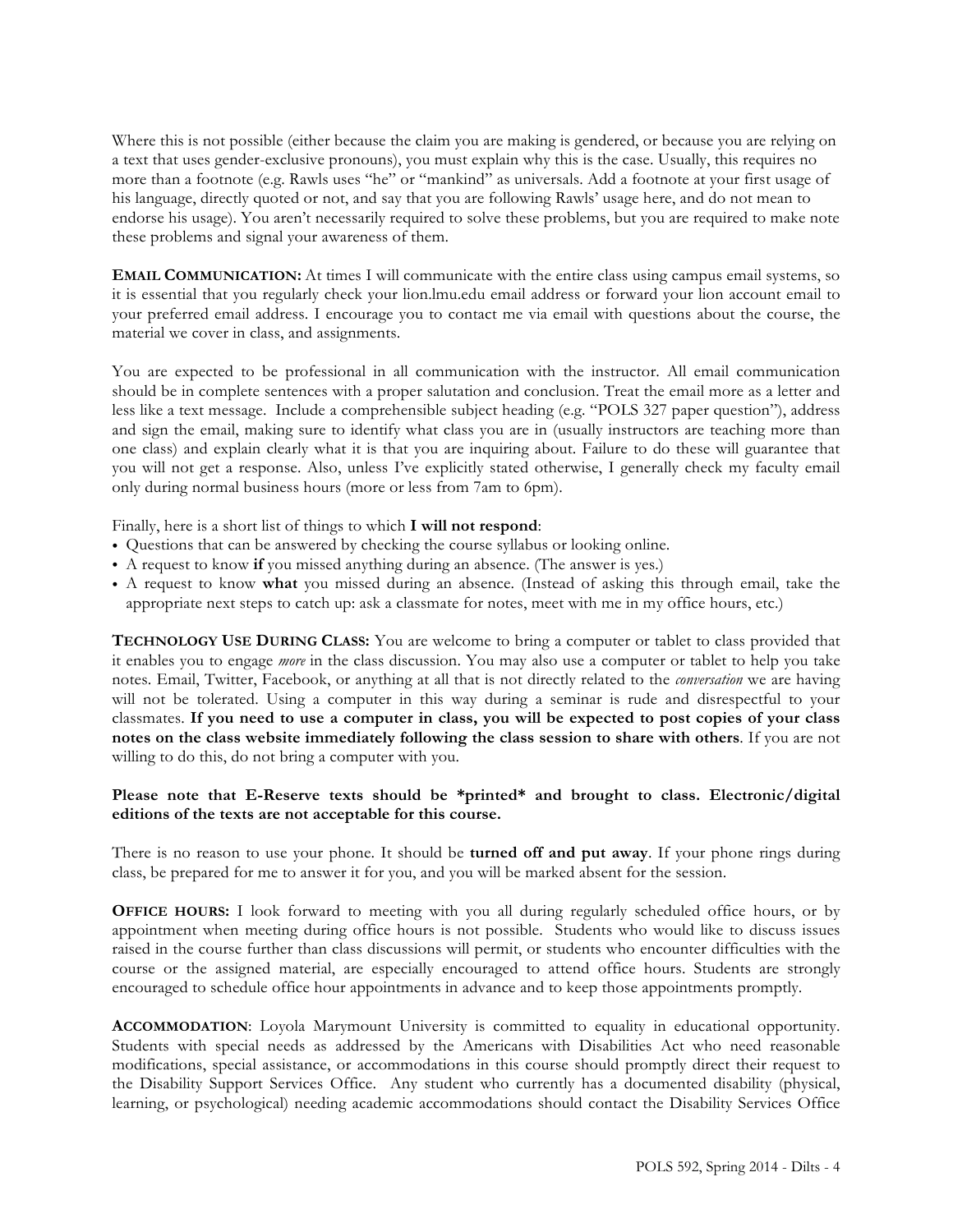Where this is not possible (either because the claim you are making is gendered, or because you are relying on a text that uses gender-exclusive pronouns), you must explain why this is the case. Usually, this requires no more than a footnote (e.g. Rawls uses "he" or "mankind" as universals. Add a footnote at your first usage of his language, directly quoted or not, and say that you are following Rawls' usage here, and do not mean to endorse his usage). You aren't necessarily required to solve these problems, but you are required to make note these problems and signal your awareness of them.

**EMAIL COMMUNICATION:** At times I will communicate with the entire class using campus email systems, so it is essential that you regularly check your lion.lmu.edu email address or forward your lion account email to your preferred email address. I encourage you to contact me via email with questions about the course, the material we cover in class, and assignments.

You are expected to be professional in all communication with the instructor. All email communication should be in complete sentences with a proper salutation and conclusion. Treat the email more as a letter and less like a text message. Include a comprehensible subject heading (e.g. "POLS 327 paper question"), address and sign the email, making sure to identify what class you are in (usually instructors are teaching more than one class) and explain clearly what it is that you are inquiring about. Failure to do these will guarantee that you will not get a response. Also, unless I've explicitly stated otherwise, I generally check my faculty email only during normal business hours (more or less from 7am to 6pm).

Finally, here is a short list of things to which **I will not respond**:

- Questions that can be answered by checking the course syllabus or looking online.
- A request to know **if** you missed anything during an absence. (The answer is yes.)
- A request to know **what** you missed during an absence. (Instead of asking this through email, take the appropriate next steps to catch up: ask a classmate for notes, meet with me in my office hours, etc.)

**TECHNOLOGY USE DURING CLASS:** You are welcome to bring a computer or tablet to class provided that it enables you to engage *more* in the class discussion. You may also use a computer or tablet to help you take notes. Email, Twitter, Facebook, or anything at all that is not directly related to the *conversation* we are having will not be tolerated. Using a computer in this way during a seminar is rude and disrespectful to your classmates. **If you need to use a computer in class, you will be expected to post copies of your class notes on the class website immediately following the class session to share with others**. If you are not willing to do this, do not bring a computer with you.

**Please note that E-Reserve texts should be *printed* and brought to class. Electronic/digital editions of the texts are not acceptable for this course.**

There is no reason to use your phone. It should be **turned off and put away**. If your phone rings during class, be prepared for me to answer it for you, and you will be marked absent for the session.

**OFFICE HOURS:** I look forward to meeting with you all during regularly scheduled office hours, or by appointment when meeting during office hours is not possible. Students who would like to discuss issues raised in the course further than class discussions will permit, or students who encounter difficulties with the course or the assigned material, are especially encouraged to attend office hours. Students are strongly encouraged to schedule office hour appointments in advance and to keep those appointments promptly.

**ACCOMMODATION**: Loyola Marymount University is committed to equality in educational opportunity. Students with special needs as addressed by the Americans with Disabilities Act who need reasonable modifications, special assistance, or accommodations in this course should promptly direct their request to the Disability Support Services Office. Any student who currently has a documented disability (physical, learning, or psychological) needing academic accommodations should contact the Disability Services Office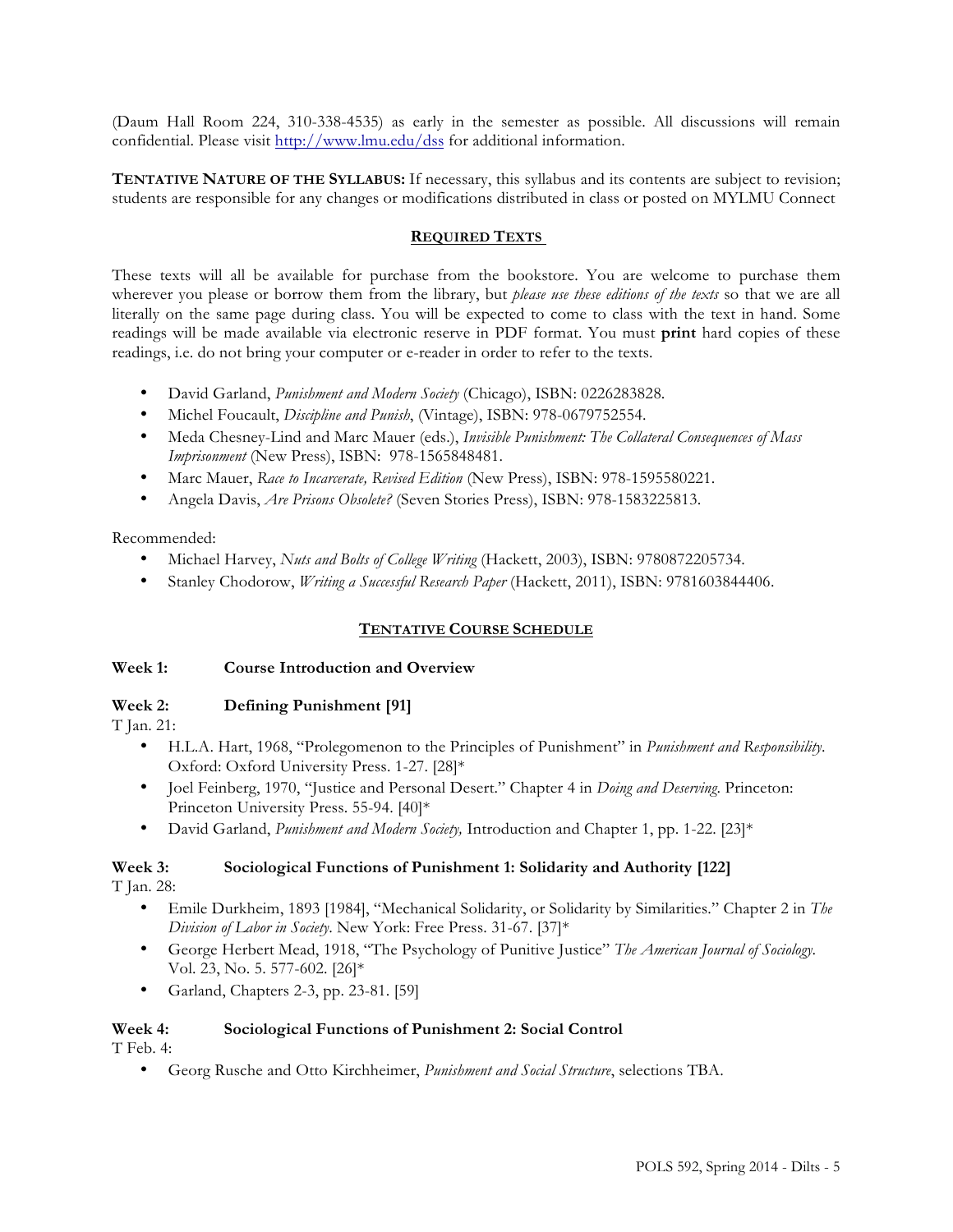(Daum Hall Room 224, 310-338-4535) as early in the semester as possible. All discussions will remain confidential. Please visit http://www.lmu.edu/dss for additional information.

**TENTATIVE NATURE OF THE SYLLABUS:** If necessary, this syllabus and its contents are subject to revision; students are responsible for any changes or modifications distributed in class or posted on MYLMU Connect

## REQUIRED TEXTS

These texts will all be available for purchase from the bookstore. You are welcome to purchase them wherever you please or borrow them from the library, but *please use these editions of the texts* so that we are all literally on the same page during class. You will be expected to come to class with the text in hand. Some readings will be made available via electronic reserve in PDF format. You must **print** hard copies of these readings, i.e. do not bring your computer or e-reader in order to refer to the texts.

- David Garland, *Punishment and Modern Society* (Chicago), ISBN: 0226283828.
- Michel Foucault, *Discipline and Punish*, (Vintage), ISBN: 978-0679752554.
- Meda Chesney-Lind and Marc Mauer (eds.), *Invisible Punishment: The Collateral Consequences of Mass Imprisonment* (New Press), ISBN: 978-1565848481.
- Marc Mauer, *Race to Incarcerate, Revised Edition* (New Press), ISBN: 978-1595580221.
- Angela Davis, *Are Prisons Obsolete?* (Seven Stories Press), ISBN: 978-1583225813.

Recommended:

- Michael Harvey, *Nuts and Bolts of College Writing* (Hackett, 2003), ISBN: 9780872205734.
- Stanley Chodorow, *Writing a Successful Research Paper* (Hackett, 2011), ISBN: 9781603844406.

## TENTATIVE COURSE SCHEDULE

**Week 1: Course Introduction and Overview**

**Week 2: Defining Punishment [91]**

T Jan. 21:

- H.L.A. Hart, 1968, "Prolegomenon to the Principles of Punishment" in *Punishment and Responsibility*. Oxford: Oxford University Press. 1-27. [28]*
- Joel Feinberg, 1970, "Justice and Personal Desert." Chapter 4 in *Doing and Deserving*. Princeton: Princeton University Press. 55-94. [40]*
- David Garland, *Punishment and Modern Society,* Introduction and Chapter 1, pp. 1-22. [23]*

**Week 3: Sociological Functions of Punishment 1: Solidarity and Authority [122]**

T Jan. 28:

- Emile Durkheim, 1893 [1984], "Mechanical Solidarity, or Solidarity by Similarities." Chapter 2 in *The Division of Labor in Society*. New York: Free Press. 31-67. [37]*
- George Herbert Mead, 1918, "The Psychology of Punitive Justice" *The American Journal of Sociology*. Vol. 23, No. 5. 577-602. [26]*
- Garland, Chapters 2-3, pp. 23-81. [59]

**Week 4: Sociological Functions of Punishment 2: Social Control**

T Feb. 4:

- Georg Rusche and Otto Kirchheimer, *Punishment and Social Structure*, selections TBA.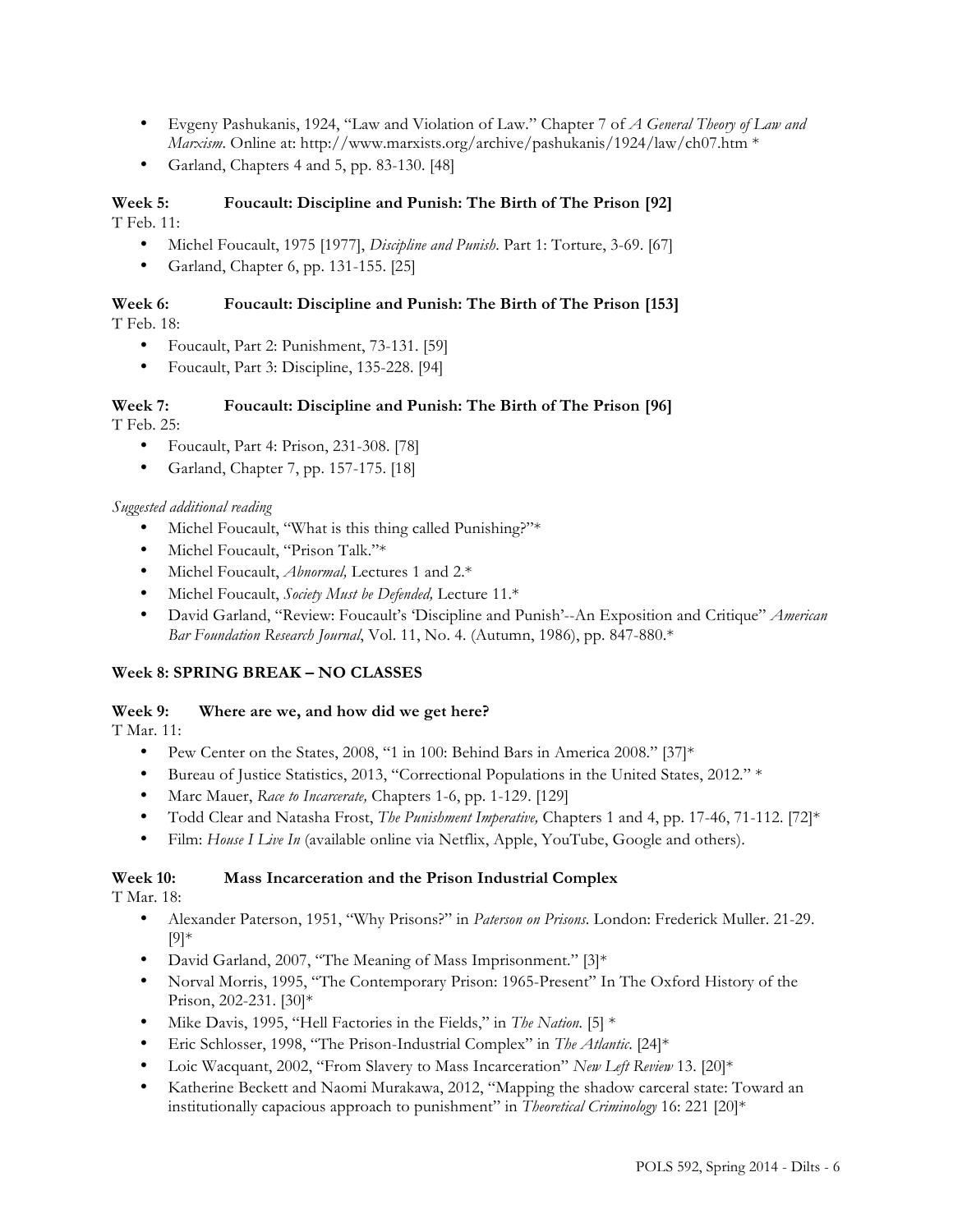- Evgeny Pashukanis, 1924, "Law and Violation of Law." Chapter 7 of *A General Theory of Law and Marxism*. Online at: http://www.marxists.org/archive/pashukanis/1924/law/ch07.htm *
- Garland, Chapters 4 and 5, pp. 83-130. [48]

**Week 5: Foucault: Discipline and Punish: The Birth of The Prison [92]**

T Feb. 11:

- Michel Foucault, 1975 [1977], *Discipline and Punish*. Part 1: Torture, 3-69. [67]
- Garland, Chapter 6, pp. 131-155. [25]

**Week 6: Foucault: Discipline and Punish: The Birth of The Prison [153]**

T Feb. 18:

- Foucault, Part 2: Punishment, 73-131. [59]
- Foucault, Part 3: Discipline, 135-228. [94]

**Week 7: Foucault: Discipline and Punish: The Birth of The Prison [96]**

T Feb. 25:

- Foucault, Part 4: Prison, 231-308. [78]
- Garland, Chapter 7, pp. 157-175. [18]

*Suggested additional reading*

- Michel Foucault, "What is this thing called Punishing?"*
- Michel Foucault, "Prison Talk."*
- Michel Foucault, *Abnormal,* Lectures 1 and 2.*
- Michel Foucault, *Society Must be Defended,* Lecture 11.*
- David Garland, "Review: Foucault's 'Discipline and Punish'--An Exposition and Critique" *American Bar Foundation Research Journal*, Vol. 11, No. 4. (Autumn, 1986), pp. 847-880.*

**Week 8: SPRING BREAK – NO CLASSES**

**Week 9: Where are we, and how did we get here?**

T Mar. 11:

- Pew Center on the States, 2008, "1 in 100: Behind Bars in America 2008." [37]*
- Bureau of Justice Statistics, 2013, "Correctional Populations in the United States, 2012." *
- Marc Mauer, *Race to Incarcerate,* Chapters 1-6, pp. 1-129. [129]
- Todd Clear and Natasha Frost, *The Punishment Imperative,* Chapters 1 and 4, pp. 17-46, 71-112. [72]*
- Film: *House I Live In* (available online via Netflix, Apple, YouTube, Google and others).

**Week 10: Mass Incarceration and the Prison Industrial Complex**

T Mar. 18:

- Alexander Paterson, 1951, "Why Prisons?" in *Paterson on Prisons*. London: Frederick Muller. 21-29. [9]*
- David Garland, 2007, "The Meaning of Mass Imprisonment." [3]*
- Norval Morris, 1995, "The Contemporary Prison: 1965-Present" In The Oxford History of the Prison, 202-231. [30]*
- Mike Davis, 1995, "Hell Factories in the Fields," in *The Nation.* [5] *
- Eric Schlosser, 1998, "The Prison-Industrial Complex" in *The Atlantic*. [24]*
- Loic Wacquant, 2002, "From Slavery to Mass Incarceration" *New Left Review* 13. [20]*
- Katherine Beckett and Naomi Murakawa, 2012, "Mapping the shadow carceral state: Toward an institutionally capacious approach to punishment" in *Theoretical Criminology* 16: 221 [20]*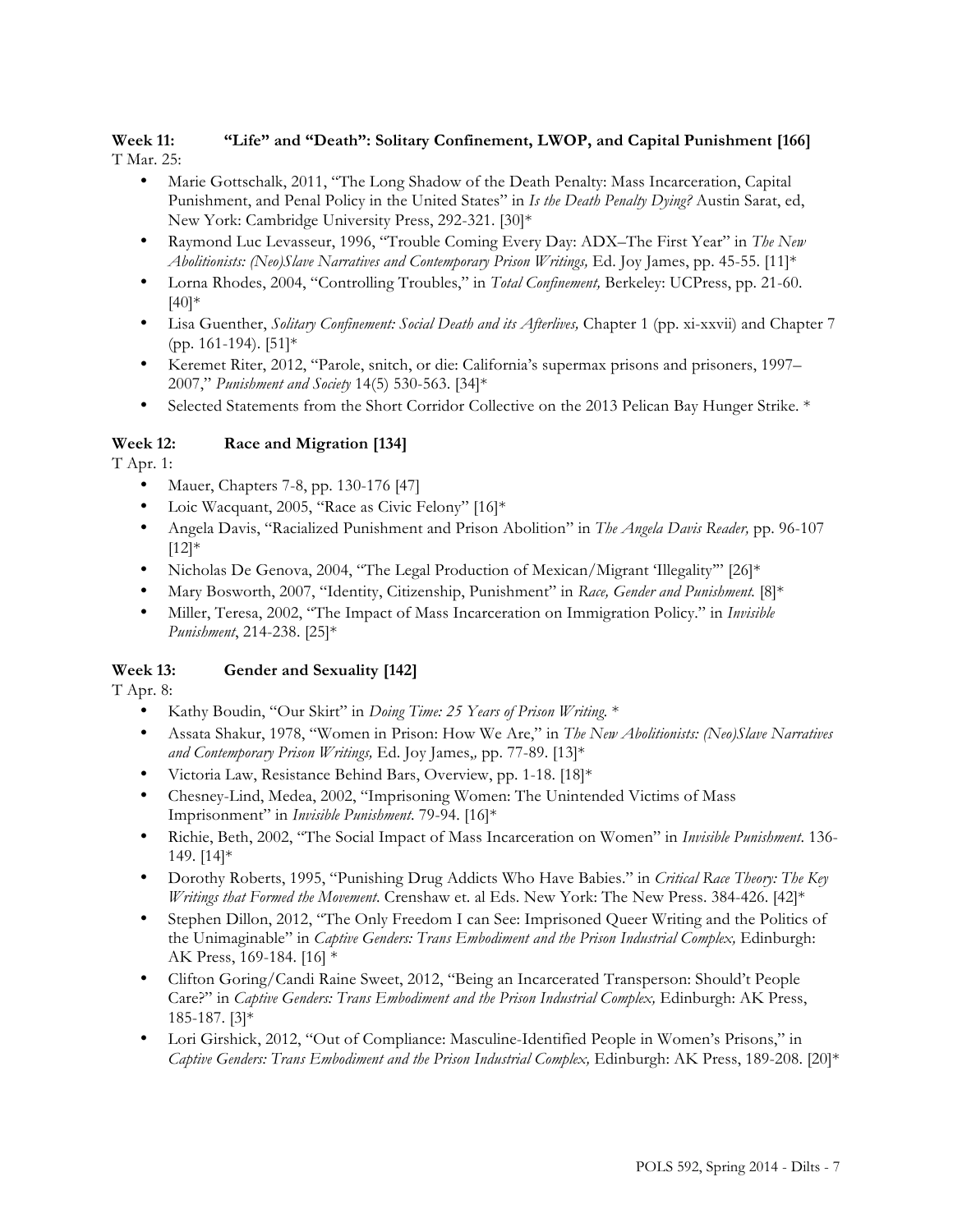**Week 11: "Life" and "Death": Solitary Confinement, LWOP, and Capital Punishment [166]**

T Mar. 25:

- Marie Gottschalk, 2011, "The Long Shadow of the Death Penalty: Mass Incarceration, Capital Punishment, and Penal Policy in the United States" in *Is the Death Penalty Dying?* Austin Sarat, ed, New York: Cambridge University Press, 292-321. [30]*
- Raymond Luc Levasseur, 1996, "Trouble Coming Every Day: ADX–The First Year" in *The New Abolitionists: (Neo)Slave Narratives and Contemporary Prison Writings,* Ed. Joy James, pp. 45-55. [11]*
- Lorna Rhodes, 2004, "Controlling Troubles," in *Total Confinement,* Berkeley: UCPress, pp. 21-60. [40]*
- Lisa Guenther, *Solitary Confinement: Social Death and its Afterlives,* Chapter 1 (pp. xi-xxvii) and Chapter 7 (pp. 161-194). [51]*
- Keremet Riter, 2012, "Parole, snitch, or die: California's supermax prisons and prisoners, 1997–2007," *Punishment and Society* 14(5) 530-563. [34]*
- Selected Statements from the Short Corridor Collective on the 2013 Pelican Bay Hunger Strike. *

**Week 12: Race and Migration [134]**

T Apr. 1:

- Mauer, Chapters 7-8, pp. 130-176 [47]
- Loic Wacquant, 2005, "Race as Civic Felony" [16]*
- Angela Davis, "Racialized Punishment and Prison Abolition" in *The Angela Davis Reader,* pp. 96-107 [12]*
- Nicholas De Genova, 2004, "The Legal Production of Mexican/Migrant 'Illegality'" [26]*
- Mary Bosworth, 2007, "Identity, Citizenship, Punishment" in *Race, Gender and Punishment.* [8]*
- Miller, Teresa, 2002, "The Impact of Mass Incarceration on Immigration Policy." in *Invisible Punishment*, 214-238. [25]*

**Week 13: Gender and Sexuality [142]**

T Apr. 8:

- Kathy Boudin, "Our Skirt" in *Doing Time: 25 Years of Prison Writing.* *
- Assata Shakur, 1978, "Women in Prison: How We Are," in *The New Abolitionists: (Neo)Slave Narratives and Contemporary Prison Writings,* Ed. Joy James,, pp. 77-89. [13]*
- Victoria Law, Resistance Behind Bars, Overview, pp. 1-18. [18]*
- Chesney-Lind, Medea, 2002, "Imprisoning Women: The Unintended Victims of Mass Imprisonment" in *Invisible Punishment*. 79-94. [16]*
- Richie, Beth, 2002, "The Social Impact of Mass Incarceration on Women" in *Invisible Punishment*. 136-149. [14]*
- Dorothy Roberts, 1995, "Punishing Drug Addicts Who Have Babies." in *Critical Race Theory: The Key Writings that Formed the Movement*. Crenshaw et. al Eds. New York: The New Press. 384-426. [42]*
- Stephen Dillon, 2012, "The Only Freedom I can See: Imprisoned Queer Writing and the Politics of the Unimaginable" in *Captive Genders: Trans Embodiment and the Prison Industrial Complex,* Edinburgh: AK Press, 169-184. [16] *
- Clifton Goring/Candi Raine Sweet, 2012, "Being an Incarcerated Transperson: Should't People Care?" in *Captive Genders: Trans Embodiment and the Prison Industrial Complex,* Edinburgh: AK Press, 185-187. [3]*
- Lori Girshick, 2012, "Out of Compliance: Masculine-Identified People in Women's Prisons," in *Captive Genders: Trans Embodiment and the Prison Industrial Complex,* Edinburgh: AK Press, 189-208. [20]*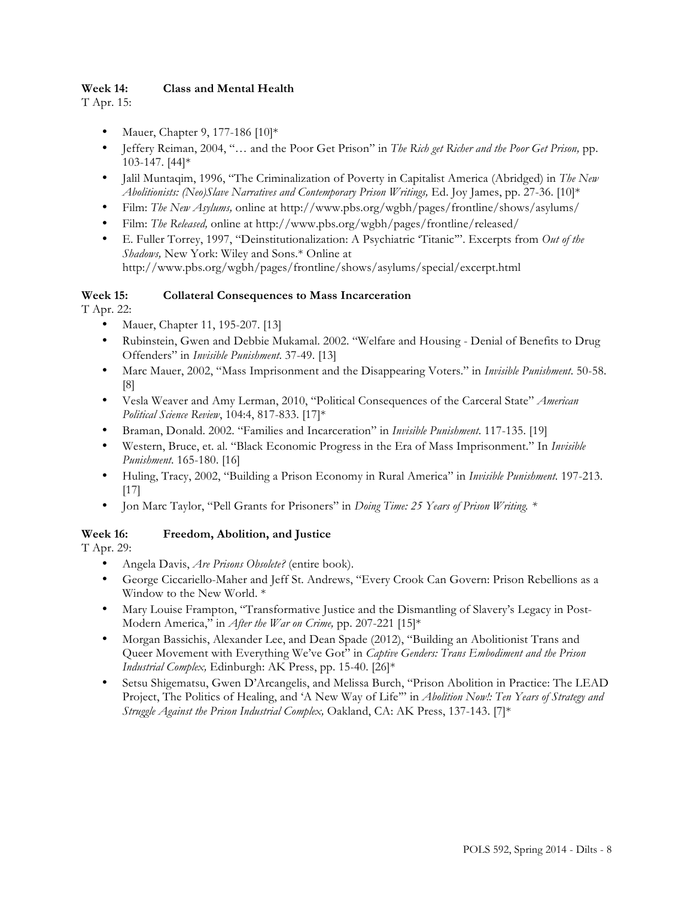**Week 14: Class and Mental Health**

T Apr. 15:

- Mauer, Chapter 9, 177-186 [10]*
- Jeffery Reiman, 2004, "… and the Poor Get Prison" in *The Rich get Richer and the Poor Get Prison,* pp. 103-147. [44]*
- Jalil Muntaqim, 1996, "The Criminalization of Poverty in Capitalist America (Abridged) in *The New Abolitionists: (Neo)Slave Narratives and Contemporary Prison Writings,* Ed. Joy James, pp. 27-36. [10]*
- Film: *The New Asylums,* online at http://www.pbs.org/wgbh/pages/frontline/shows/asylums/
- Film: *The Released,* online at http://www.pbs.org/wgbh/pages/frontline/released/
- E. Fuller Torrey, 1997, "Deinstitutionalization: A Psychiatric 'Titanic'". Excerpts from *Out of the Shadows,* New York: Wiley and Sons.* Online at http://www.pbs.org/wgbh/pages/frontline/shows/asylums/special/excerpt.html

**Week 15: Collateral Consequences to Mass Incarceration**

T Apr. 22:

- Mauer, Chapter 11, 195-207. [13]
- Rubinstein, Gwen and Debbie Mukamal. 2002. "Welfare and Housing - Denial of Benefits to Drug Offenders" in *Invisible Punishment*. 37-49. [13]
- Marc Mauer, 2002, "Mass Imprisonment and the Disappearing Voters." in *Invisible Punishment*. 50-58. [8]
- Vesla Weaver and Amy Lerman, 2010, "Political Consequences of the Carceral State" *American Political Science Review*, 104:4, 817-833. [17]*
- Braman, Donald. 2002. "Families and Incarceration" in *Invisible Punishment*. 117-135. [19]
- Western, Bruce, et. al. "Black Economic Progress in the Era of Mass Imprisonment." In *Invisible Punishment*. 165-180. [16]
- Huling, Tracy, 2002, "Building a Prison Economy in Rural America" in *Invisible Punishment*. 197-213. [17]
- Jon Marc Taylor, "Pell Grants for Prisoners" in *Doing Time: 25 Years of Prison Writing.* *

**Week 16: Freedom, Abolition, and Justice**

T Apr. 29:

- Angela Davis, *Are Prisons Obsolete?* (entire book).
- George Ciccariello-Maher and Jeff St. Andrews, "Every Crook Can Govern: Prison Rebellions as a Window to the New World. *
- Mary Louise Frampton, "Transformative Justice and the Dismantling of Slavery's Legacy in Post-Modern America," in *After the War on Crime,* pp. 207-221 [15]*
- Morgan Bassichis, Alexander Lee, and Dean Spade (2012), "Building an Abolitionist Trans and Queer Movement with Everything We've Got" in *Captive Genders: Trans Embodiment and the Prison Industrial Complex,* Edinburgh: AK Press, pp. 15-40. [26]*
- Setsu Shigematsu, Gwen D'Arcangelis, and Melissa Burch, "Prison Abolition in Practice: The LEAD Project, The Politics of Healing, and 'A New Way of Life'" in *Abolition Now!: Ten Years of Strategy and Struggle Against the Prison Industrial Complex,* Oakland, CA: AK Press, 137-143. [7]*